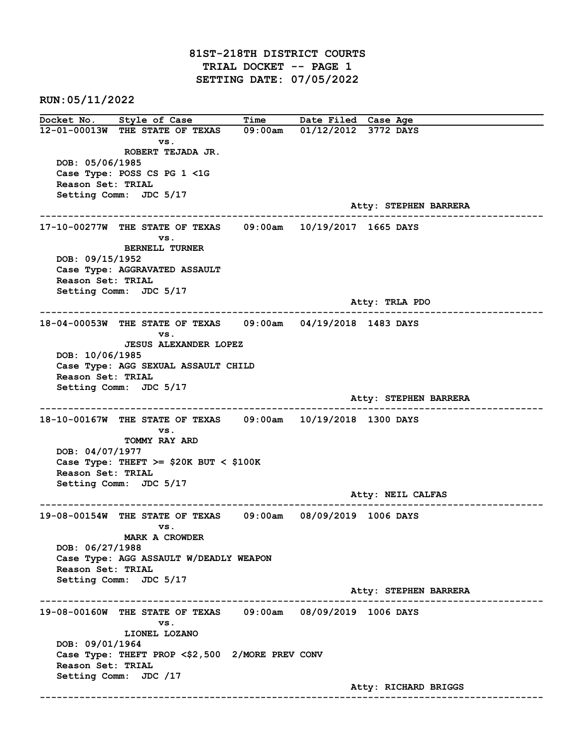# 81ST-218TH DISTRICT COURTS
## TRIAL DOCKET -- PAGE 1
## SETTING DATE: 07/05/2022

**RUN:05/11/2022**

| Docket No. | Style of Case | Time | Date Filed | Case Age |
|---|---|---|---|---|

**12-01-00013W** THE STATE OF TEXAS vs. ROBERT TEJADA JR. — 09:00am — 01/12/2012 — 3772 DAYS
DOB: 05/06/1985
Case Type: POSS CS PG 1 <1G
Reason Set: TRIAL
Setting Comm: JDC 5/17
Atty: STEPHEN BARRERA

---

**17-10-00277W** THE STATE OF TEXAS vs. BERNELL TURNER — 09:00am — 10/19/2017 — 1665 DAYS
DOB: 09/15/1952
Case Type: AGGRAVATED ASSAULT
Reason Set: TRIAL
Setting Comm: JDC 5/17
Atty: TRLA PDO

---

**18-04-00053W** THE STATE OF TEXAS vs. JESUS ALEXANDER LOPEZ — 09:00am — 04/19/2018 — 1483 DAYS
DOB: 10/06/1985
Case Type: AGG SEXUAL ASSAULT CHILD
Reason Set: TRIAL
Setting Comm: JDC 5/17
Atty: STEPHEN BARRERA

---

**18-10-00167W** THE STATE OF TEXAS vs. TOMMY RAY ARD — 09:00am — 10/19/2018 — 1300 DAYS
DOB: 04/07/1977
Case Type: THEFT >= $20K BUT < $100K
Reason Set: TRIAL
Setting Comm: JDC 5/17
Atty: NEIL CALFAS

---

**19-08-00154W** THE STATE OF TEXAS vs. MARK A CROWDER — 09:00am — 08/09/2019 — 1006 DAYS
DOB: 06/27/1988
Case Type: AGG ASSAULT W/DEADLY WEAPON
Reason Set: TRIAL
Setting Comm: JDC 5/17
Atty: STEPHEN BARRERA

---

**19-08-00160W** THE STATE OF TEXAS vs. LIONEL LOZANO — 09:00am — 08/09/2019 — 1006 DAYS
DOB: 09/01/1964
Case Type: THEFT PROP <$2,500 2/MORE PREV CONV
Reason Set: TRIAL
Setting Comm: JDC /17
Atty: RICHARD BRIGGS

---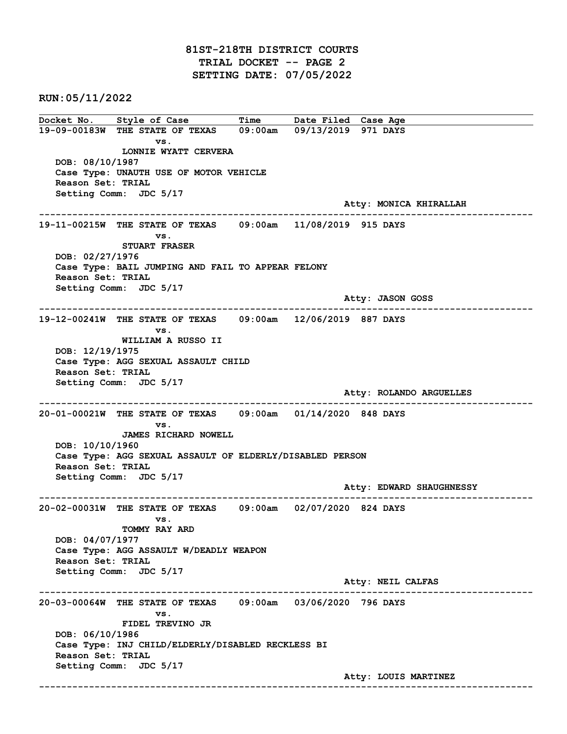# 81ST-218TH DISTRICT COURTS
## TRIAL DOCKET -- PAGE 2
## SETTING DATE: 07/05/2022

**RUN:05/11/2022**

| Docket No. | Style of Case | Time | Date Filed | Case Age |
|---|---|---|---|---|

**19-09-00183W** THE STATE OF TEXAS vs. LONNIE WYATT CERVERA — 09:00am — 09/13/2019 — 971 DAYS
DOB: 08/10/1987
Case Type: UNAUTH USE OF MOTOR VEHICLE
Reason Set: TRIAL
Setting Comm: JDC 5/17
Atty: MONICA KHIRALLAH

---

**19-11-00215W** THE STATE OF TEXAS vs. STUART FRASER — 09:00am — 11/08/2019 — 915 DAYS
DOB: 02/27/1976
Case Type: BAIL JUMPING AND FAIL TO APPEAR FELONY
Reason Set: TRIAL
Setting Comm: JDC 5/17
Atty: JASON GOSS

---

**19-12-00241W** THE STATE OF TEXAS vs. WILLIAM A RUSSO II — 09:00am — 12/06/2019 — 887 DAYS
DOB: 12/19/1975
Case Type: AGG SEXUAL ASSAULT CHILD
Reason Set: TRIAL
Setting Comm: JDC 5/17
Atty: ROLANDO ARGUELLES

---

**20-01-00021W** THE STATE OF TEXAS vs. JAMES RICHARD NOWELL — 09:00am — 01/14/2020 — 848 DAYS
DOB: 10/10/1960
Case Type: AGG SEXUAL ASSAULT OF ELDERLY/DISABLED PERSON
Reason Set: TRIAL
Setting Comm: JDC 5/17
Atty: EDWARD SHAUGHNESSY

---

**20-02-00031W** THE STATE OF TEXAS vs. TOMMY RAY ARD — 09:00am — 02/07/2020 — 824 DAYS
DOB: 04/07/1977
Case Type: AGG ASSAULT W/DEADLY WEAPON
Reason Set: TRIAL
Setting Comm: JDC 5/17
Atty: NEIL CALFAS

---

**20-03-00064W** THE STATE OF TEXAS vs. FIDEL TREVINO JR — 09:00am — 03/06/2020 — 796 DAYS
DOB: 06/10/1986
Case Type: INJ CHILD/ELDERLY/DISABLED RECKLESS BI
Reason Set: TRIAL
Setting Comm: JDC 5/17
Atty: LOUIS MARTINEZ

---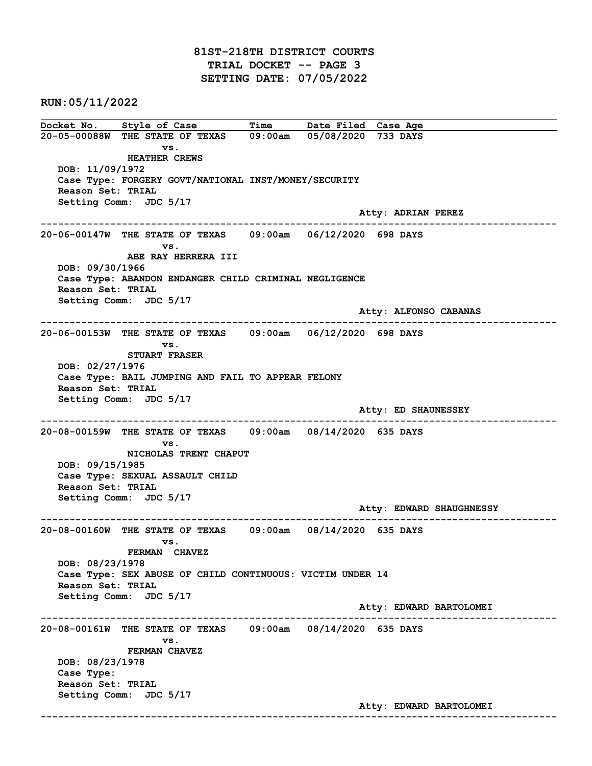# 81ST-218TH DISTRICT COURTS
## TRIAL DOCKET -- PAGE 3
## SETTING DATE: 07/05/2022

**RUN:05/11/2022**

| Docket No. | Style of Case | Time | Date Filed | Case Age |
|---|---|---|---|---|

**20-05-00088W** THE STATE OF TEXAS vs. HEATHER CREWS — 09:00am — 05/08/2020 — 733 DAYS

DOB: 11/09/1972
Case Type: FORGERY GOVT/NATIONAL INST/MONEY/SECURITY
Reason Set: TRIAL
Setting Comm: JDC 5/17
Atty: ADRIAN PEREZ

---

**20-06-00147W** THE STATE OF TEXAS vs. ABE RAY HERRERA III — 09:00am — 06/12/2020 — 698 DAYS

DOB: 09/30/1966
Case Type: ABANDON ENDANGER CHILD CRIMINAL NEGLIGENCE
Reason Set: TRIAL
Setting Comm: JDC 5/17
Atty: ALFONSO CABANAS

---

**20-06-00153W** THE STATE OF TEXAS vs. STUART FRASER — 09:00am — 06/12/2020 — 698 DAYS

DOB: 02/27/1976
Case Type: BAIL JUMPING AND FAIL TO APPEAR FELONY
Reason Set: TRIAL
Setting Comm: JDC 5/17
Atty: ED SHAUNESSEY

---

**20-08-00159W** THE STATE OF TEXAS vs. NICHOLAS TRENT CHAPUT — 09:00am — 08/14/2020 — 635 DAYS

DOB: 09/15/1985
Case Type: SEXUAL ASSAULT CHILD
Reason Set: TRIAL
Setting Comm: JDC 5/17
Atty: EDWARD SHAUGHNESSY

---

**20-08-00160W** THE STATE OF TEXAS vs. FERMAN CHAVEZ — 09:00am — 08/14/2020 — 635 DAYS

DOB: 08/23/1978
Case Type: SEX ABUSE OF CHILD CONTINUOUS: VICTIM UNDER 14
Reason Set: TRIAL
Setting Comm: JDC 5/17
Atty: EDWARD BARTOLOMEI

---

**20-08-00161W** THE STATE OF TEXAS vs. FERMAN CHAVEZ — 09:00am — 08/14/2020 — 635 DAYS

DOB: 08/23/1978
Case Type:
Reason Set: TRIAL
Setting Comm: JDC 5/17
Atty: EDWARD BARTOLOMEI

---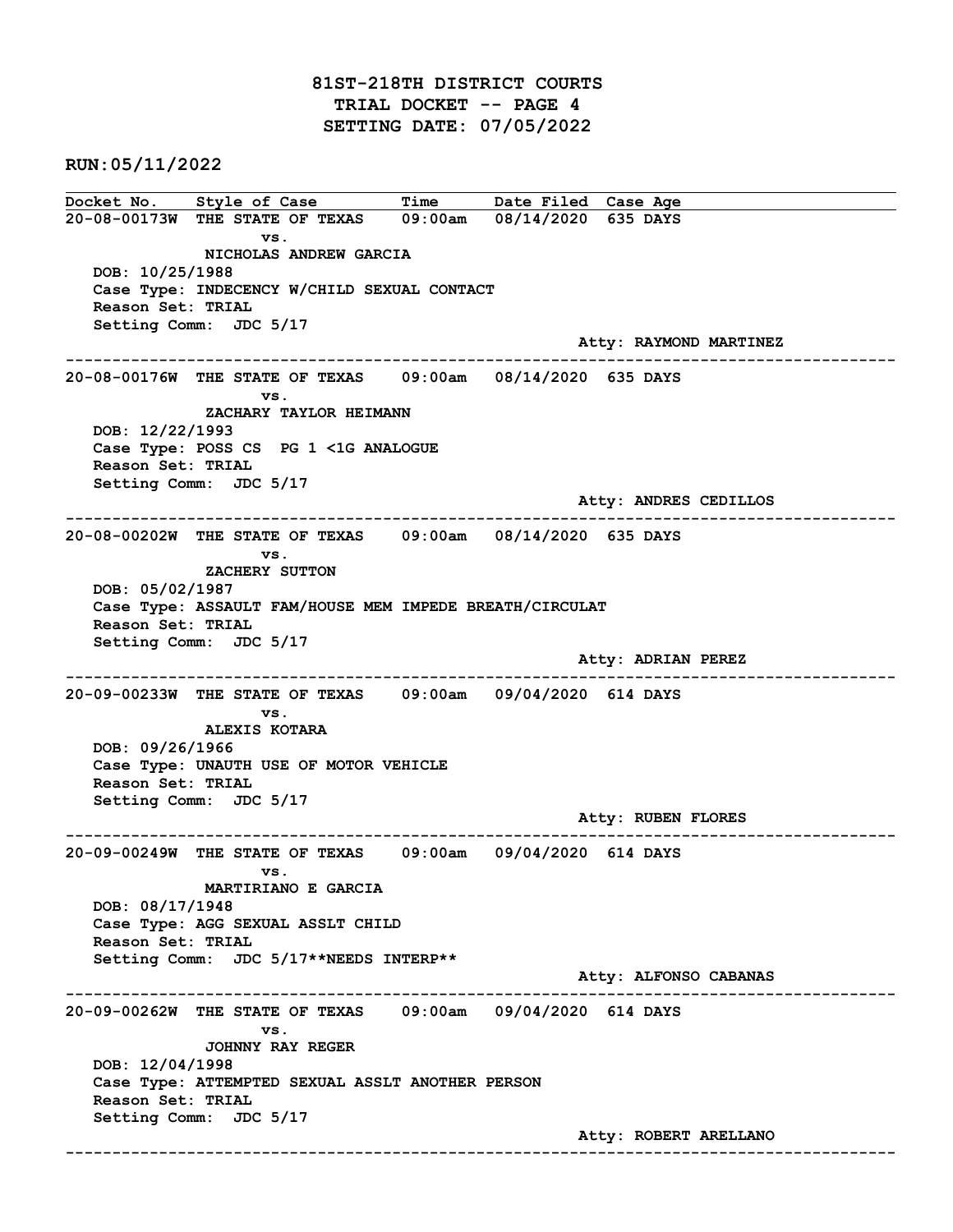# 81ST-218TH DISTRICT COURTS
## TRIAL DOCKET -- PAGE 4
## SETTING DATE: 07/05/2022

**RUN:05/11/2022**

| Docket No. | Style of Case | Time | Date Filed | Case Age |
|---|---|---|---|---|

**20-08-00173W** THE STATE OF TEXAS vs. NICHOLAS ANDREW GARCIA — 09:00am — 08/14/2020 — 635 DAYS

DOB: 10/25/1988
Case Type: INDECENCY W/CHILD SEXUAL CONTACT
Reason Set: TRIAL
Setting Comm: JDC 5/17
Atty: RAYMOND MARTINEZ

---

**20-08-00176W** THE STATE OF TEXAS vs. ZACHARY TAYLOR HEIMANN — 09:00am — 08/14/2020 — 635 DAYS

DOB: 12/22/1993
Case Type: POSS CS PG 1 <1G ANALOGUE
Reason Set: TRIAL
Setting Comm: JDC 5/17
Atty: ANDRES CEDILLOS

---

**20-08-00202W** THE STATE OF TEXAS vs. ZACHERY SUTTON — 09:00am — 08/14/2020 — 635 DAYS

DOB: 05/02/1987
Case Type: ASSAULT FAM/HOUSE MEM IMPEDE BREATH/CIRCULAT
Reason Set: TRIAL
Setting Comm: JDC 5/17
Atty: ADRIAN PEREZ

---

**20-09-00233W** THE STATE OF TEXAS vs. ALEXIS KOTARA — 09:00am — 09/04/2020 — 614 DAYS

DOB: 09/26/1966
Case Type: UNAUTH USE OF MOTOR VEHICLE
Reason Set: TRIAL
Setting Comm: JDC 5/17
Atty: RUBEN FLORES

---

**20-09-00249W** THE STATE OF TEXAS vs. MARTIRIANO E GARCIA — 09:00am — 09/04/2020 — 614 DAYS

DOB: 08/17/1948
Case Type: AGG SEXUAL ASSLT CHILD
Reason Set: TRIAL
Setting Comm: JDC 5/17**NEEDS INTERP**
Atty: ALFONSO CABANAS

---

**20-09-00262W** THE STATE OF TEXAS vs. JOHNNY RAY REGER — 09:00am — 09/04/2020 — 614 DAYS

DOB: 12/04/1998
Case Type: ATTEMPTED SEXUAL ASSLT ANOTHER PERSON
Reason Set: TRIAL
Setting Comm: JDC 5/17
Atty: ROBERT ARELLANO

---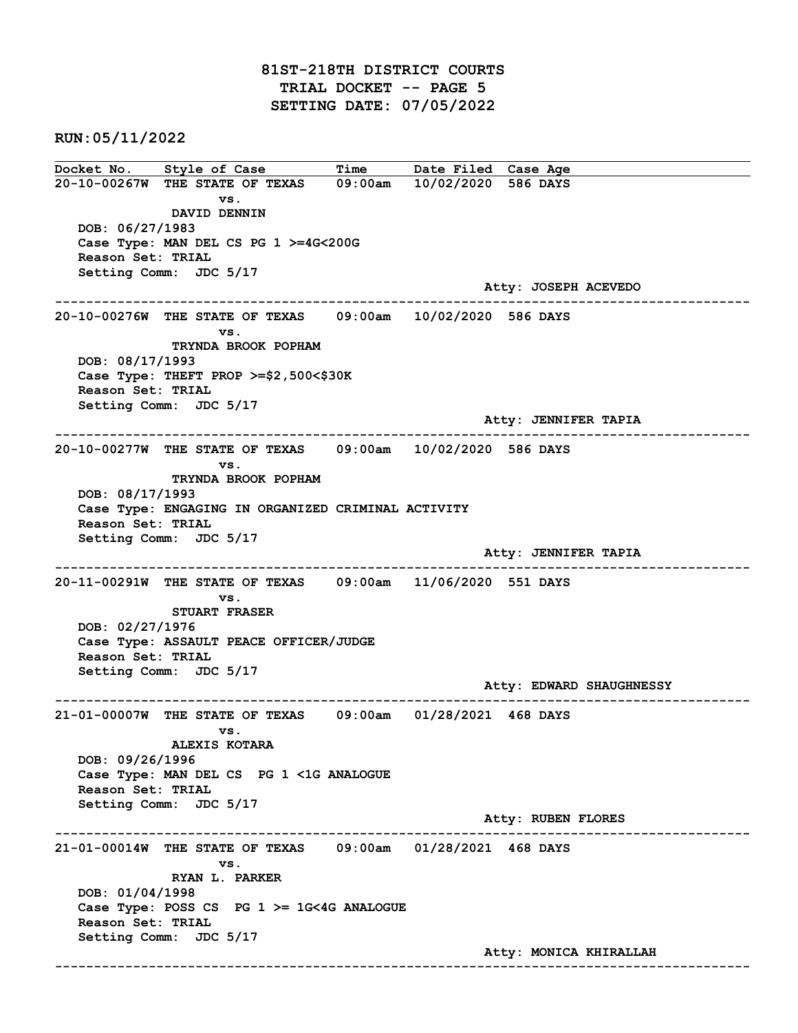# 81ST-218TH DISTRICT COURTS
## TRIAL DOCKET -- PAGE 5
## SETTING DATE: 07/05/2022

**RUN:05/11/2022**

| Docket No. | Style of Case | Time | Date Filed | Case Age |
|---|---|---|---|---|

**20-10-00267W** THE STATE OF TEXAS vs. DAVID DENNIN — 09:00am — 10/02/2020 — 586 DAYS
DOB: 06/27/1983
Case Type: MAN DEL CS PG 1 >=4G<200G
Reason Set: TRIAL
Setting Comm: JDC 5/17
Atty: JOSEPH ACEVEDO

---

**20-10-00276W** THE STATE OF TEXAS vs. TRYNDA BROOK POPHAM — 09:00am — 10/02/2020 — 586 DAYS
DOB: 08/17/1993
Case Type: THEFT PROP >=$2,500<$30K
Reason Set: TRIAL
Setting Comm: JDC 5/17
Atty: JENNIFER TAPIA

---

**20-10-00277W** THE STATE OF TEXAS vs. TRYNDA BROOK POPHAM — 09:00am — 10/02/2020 — 586 DAYS
DOB: 08/17/1993
Case Type: ENGAGING IN ORGANIZED CRIMINAL ACTIVITY
Reason Set: TRIAL
Setting Comm: JDC 5/17
Atty: JENNIFER TAPIA

---

**20-11-00291W** THE STATE OF TEXAS vs. STUART FRASER — 09:00am — 11/06/2020 — 551 DAYS
DOB: 02/27/1976
Case Type: ASSAULT PEACE OFFICER/JUDGE
Reason Set: TRIAL
Setting Comm: JDC 5/17
Atty: EDWARD SHAUGHNESSY

---

**21-01-00007W** THE STATE OF TEXAS vs. ALEXIS KOTARA — 09:00am — 01/28/2021 — 468 DAYS
DOB: 09/26/1996
Case Type: MAN DEL CS PG 1 <1G ANALOGUE
Reason Set: TRIAL
Setting Comm: JDC 5/17
Atty: RUBEN FLORES

---

**21-01-00014W** THE STATE OF TEXAS vs. RYAN L. PARKER — 09:00am — 01/28/2021 — 468 DAYS
DOB: 01/04/1998
Case Type: POSS CS PG 1 >= 1G<4G ANALOGUE
Reason Set: TRIAL
Setting Comm: JDC 5/17
Atty: MONICA KHIRALLAH

---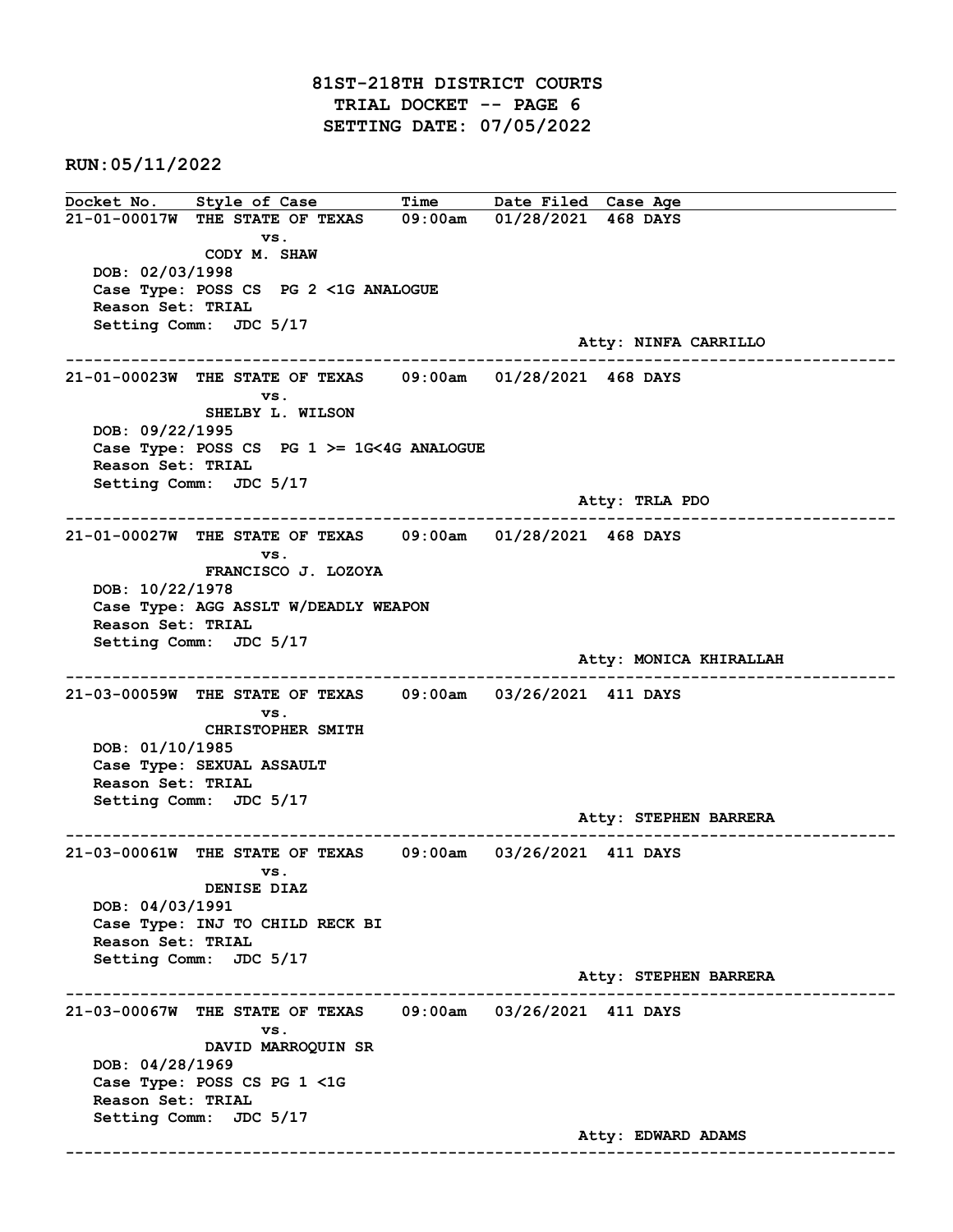# 81ST-218TH DISTRICT COURTS
## TRIAL DOCKET -- PAGE 6
## SETTING DATE: 07/05/2022

**RUN:05/11/2022**

| Docket No. | Style of Case | Time | Date Filed | Case Age |
|---|---|---|---|---|

**21-01-00017W** THE STATE OF TEXAS 09:00am 01/28/2021 468 DAYS
vs.
CODY M. SHAW
DOB: 02/03/1998
Case Type: POSS CS PG 2 <1G ANALOGUE
Reason Set: TRIAL
Setting Comm: JDC 5/17
Atty: NINFA CARRILLO

---

**21-01-00023W** THE STATE OF TEXAS 09:00am 01/28/2021 468 DAYS
vs.
SHELBY L. WILSON
DOB: 09/22/1995
Case Type: POSS CS PG 1 >= 1G<4G ANALOGUE
Reason Set: TRIAL
Setting Comm: JDC 5/17
Atty: TRLA PDO

---

**21-01-00027W** THE STATE OF TEXAS 09:00am 01/28/2021 468 DAYS
vs.
FRANCISCO J. LOZOYA
DOB: 10/22/1978
Case Type: AGG ASSLT W/DEADLY WEAPON
Reason Set: TRIAL
Setting Comm: JDC 5/17
Atty: MONICA KHIRALLAH

---

**21-03-00059W** THE STATE OF TEXAS 09:00am 03/26/2021 411 DAYS
vs.
CHRISTOPHER SMITH
DOB: 01/10/1985
Case Type: SEXUAL ASSAULT
Reason Set: TRIAL
Setting Comm: JDC 5/17
Atty: STEPHEN BARRERA

---

**21-03-00061W** THE STATE OF TEXAS 09:00am 03/26/2021 411 DAYS
vs.
DENISE DIAZ
DOB: 04/03/1991
Case Type: INJ TO CHILD RECK BI
Reason Set: TRIAL
Setting Comm: JDC 5/17
Atty: STEPHEN BARRERA

---

**21-03-00067W** THE STATE OF TEXAS 09:00am 03/26/2021 411 DAYS
vs.
DAVID MARROQUIN SR
DOB: 04/28/1969
Case Type: POSS CS PG 1 <1G
Reason Set: TRIAL
Setting Comm: JDC 5/17
Atty: EDWARD ADAMS

---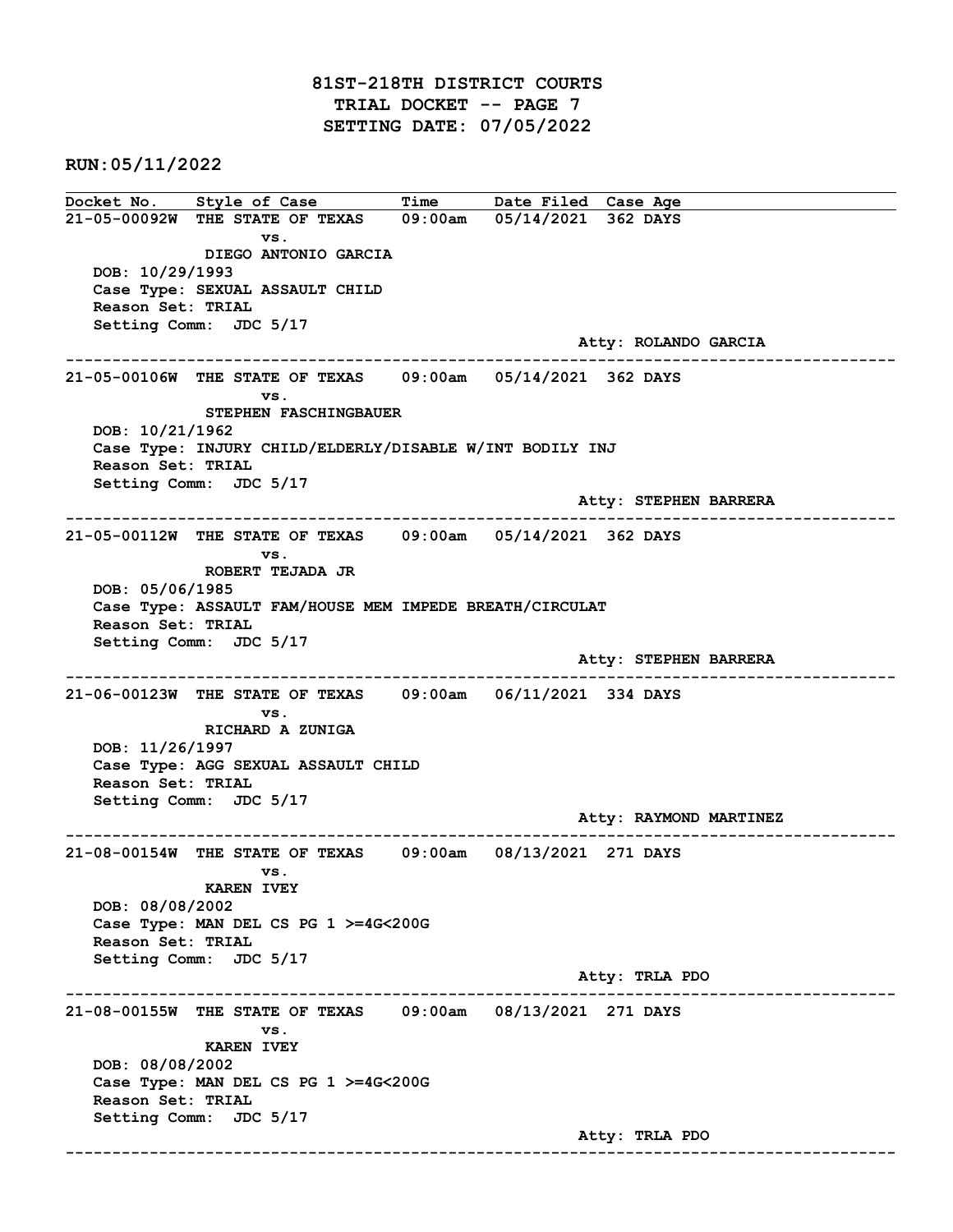# 81ST-218TH DISTRICT COURTS
## TRIAL DOCKET -- PAGE 7
## SETTING DATE: 07/05/2022

**RUN:05/11/2022**

| Docket No. | Style of Case | Time | Date Filed | Case Age |
|---|---|---|---|---|
| 21-05-00092W | THE STATE OF TEXAS vs. DIEGO ANTONIO GARCIA | 09:00am | 05/14/2021 | 362 DAYS |

DOB: 10/29/1993
Case Type: SEXUAL ASSAULT CHILD
Reason Set: TRIAL
Setting Comm: JDC 5/17
Atty: ROLANDO GARCIA

---

| Docket No. | Style of Case | Time | Date Filed | Case Age |
|---|---|---|---|---|
| 21-05-00106W | THE STATE OF TEXAS vs. STEPHEN FASCHINGBAUER | 09:00am | 05/14/2021 | 362 DAYS |

DOB: 10/21/1962
Case Type: INJURY CHILD/ELDERLY/DISABLE W/INT BODILY INJ
Reason Set: TRIAL
Setting Comm: JDC 5/17
Atty: STEPHEN BARRERA

---

| Docket No. | Style of Case | Time | Date Filed | Case Age |
|---|---|---|---|---|
| 21-05-00112W | THE STATE OF TEXAS vs. ROBERT TEJADA JR | 09:00am | 05/14/2021 | 362 DAYS |

DOB: 05/06/1985
Case Type: ASSAULT FAM/HOUSE MEM IMPEDE BREATH/CIRCULAT
Reason Set: TRIAL
Setting Comm: JDC 5/17
Atty: STEPHEN BARRERA

---

| Docket No. | Style of Case | Time | Date Filed | Case Age |
|---|---|---|---|---|
| 21-06-00123W | THE STATE OF TEXAS vs. RICHARD A ZUNIGA | 09:00am | 06/11/2021 | 334 DAYS |

DOB: 11/26/1997
Case Type: AGG SEXUAL ASSAULT CHILD
Reason Set: TRIAL
Setting Comm: JDC 5/17
Atty: RAYMOND MARTINEZ

---

| Docket No. | Style of Case | Time | Date Filed | Case Age |
|---|---|---|---|---|
| 21-08-00154W | THE STATE OF TEXAS vs. KAREN IVEY | 09:00am | 08/13/2021 | 271 DAYS |

DOB: 08/08/2002
Case Type: MAN DEL CS PG 1 >=4G<200G
Reason Set: TRIAL
Setting Comm: JDC 5/17
Atty: TRLA PDO

---

| Docket No. | Style of Case | Time | Date Filed | Case Age |
|---|---|---|---|---|
| 21-08-00155W | THE STATE OF TEXAS vs. KAREN IVEY | 09:00am | 08/13/2021 | 271 DAYS |

DOB: 08/08/2002
Case Type: MAN DEL CS PG 1 >=4G<200G
Reason Set: TRIAL
Setting Comm: JDC 5/17
Atty: TRLA PDO

---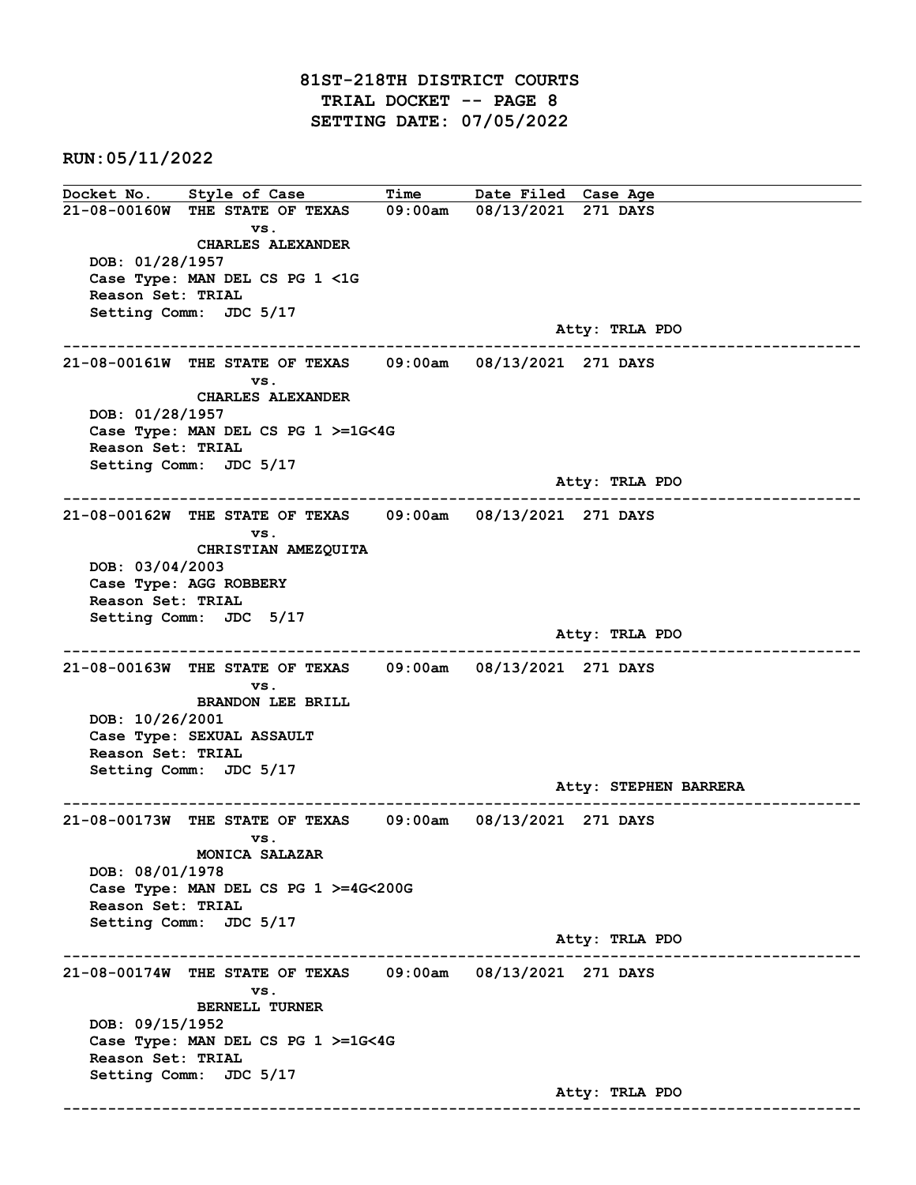# 81ST-218TH DISTRICT COURTS
## TRIAL DOCKET -- PAGE 8
## SETTING DATE: 07/05/2022

**RUN:05/11/2022**

| Docket No. | Style of Case | Time | Date Filed | Case Age |
|---|---|---|---|---|

---

**21-08-00160W** THE STATE OF TEXAS vs. CHARLES ALEXANDER — 09:00am — 08/13/2021 — 271 DAYS

DOB: 01/28/1957
Case Type: MAN DEL CS PG 1 <1G
Reason Set: TRIAL
Setting Comm: JDC 5/17
Atty: TRLA PDO

---

**21-08-00161W** THE STATE OF TEXAS vs. CHARLES ALEXANDER — 09:00am — 08/13/2021 — 271 DAYS

DOB: 01/28/1957
Case Type: MAN DEL CS PG 1 >=1G<4G
Reason Set: TRIAL
Setting Comm: JDC 5/17
Atty: TRLA PDO

---

**21-08-00162W** THE STATE OF TEXAS vs. CHRISTIAN AMEZQUITA — 09:00am — 08/13/2021 — 271 DAYS

DOB: 03/04/2003
Case Type: AGG ROBBERY
Reason Set: TRIAL
Setting Comm: JDC 5/17
Atty: TRLA PDO

---

**21-08-00163W** THE STATE OF TEXAS vs. BRANDON LEE BRILL — 09:00am — 08/13/2021 — 271 DAYS

DOB: 10/26/2001
Case Type: SEXUAL ASSAULT
Reason Set: TRIAL
Setting Comm: JDC 5/17
Atty: STEPHEN BARRERA

---

**21-08-00173W** THE STATE OF TEXAS vs. MONICA SALAZAR — 09:00am — 08/13/2021 — 271 DAYS

DOB: 08/01/1978
Case Type: MAN DEL CS PG 1 >=4G<200G
Reason Set: TRIAL
Setting Comm: JDC 5/17
Atty: TRLA PDO

---

**21-08-00174W** THE STATE OF TEXAS vs. BERNELL TURNER — 09:00am — 08/13/2021 — 271 DAYS

DOB: 09/15/1952
Case Type: MAN DEL CS PG 1 >=1G<4G
Reason Set: TRIAL
Setting Comm: JDC 5/17
Atty: TRLA PDO

---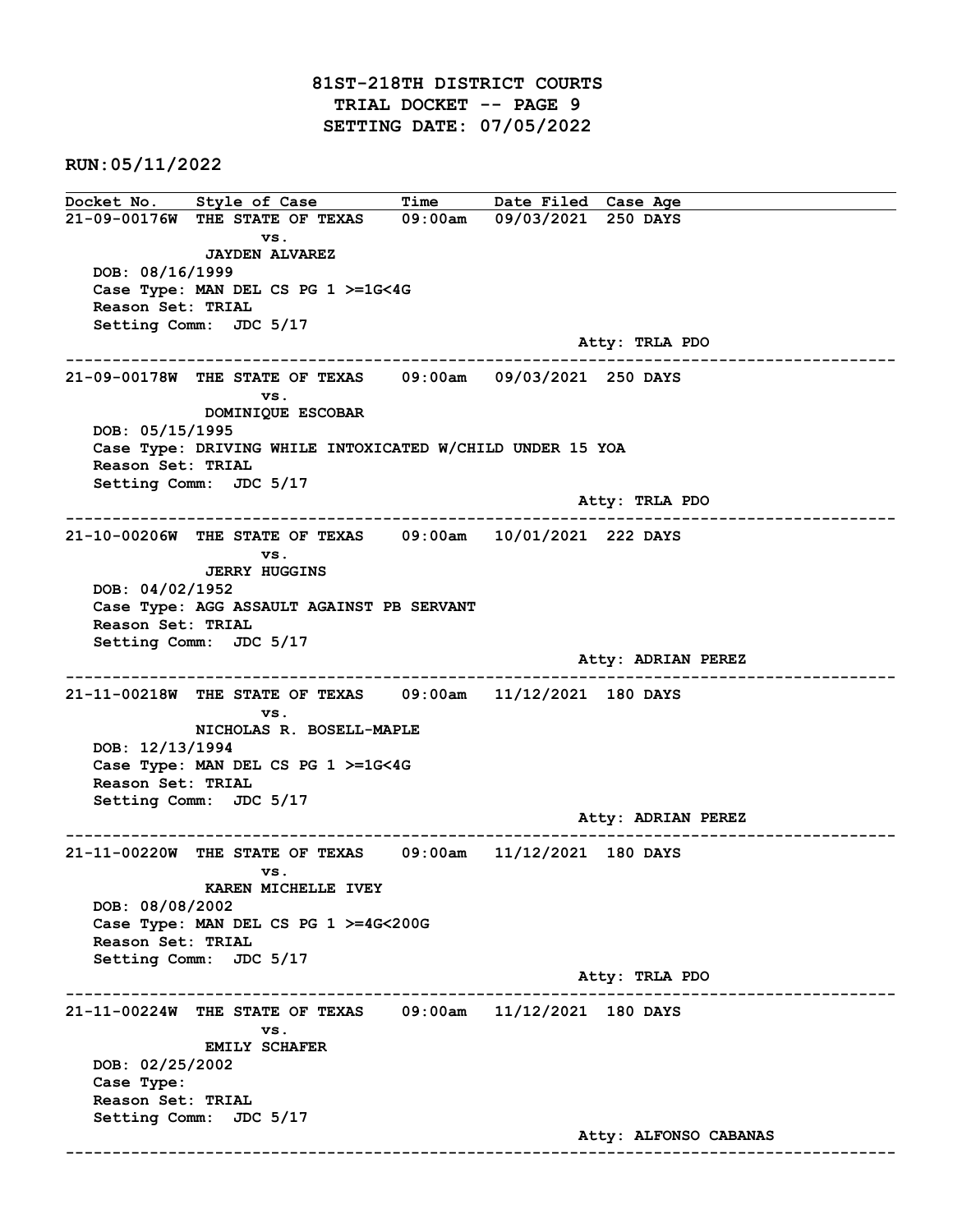# 81ST-218TH DISTRICT COURTS
## TRIAL DOCKET -- PAGE 9
## SETTING DATE: 07/05/2022

**RUN:05/11/2022**

| Docket No. | Style of Case | Time | Date Filed | Case Age |
|---|---|---|---|---|

**21-09-00176W** THE STATE OF TEXAS vs. JAYDEN ALVAREZ — 09:00am — 09/03/2021 — 250 DAYS

- DOB: 08/16/1999
- Case Type: MAN DEL CS PG 1 >=1G<4G
- Reason Set: TRIAL
- Setting Comm: JDC 5/17
- Atty: TRLA PDO

---

**21-09-00178W** THE STATE OF TEXAS vs. DOMINIQUE ESCOBAR — 09:00am — 09/03/2021 — 250 DAYS

- DOB: 05/15/1995
- Case Type: DRIVING WHILE INTOXICATED W/CHILD UNDER 15 YOA
- Reason Set: TRIAL
- Setting Comm: JDC 5/17
- Atty: TRLA PDO

---

**21-10-00206W** THE STATE OF TEXAS vs. JERRY HUGGINS — 09:00am — 10/01/2021 — 222 DAYS

- DOB: 04/02/1952
- Case Type: AGG ASSAULT AGAINST PB SERVANT
- Reason Set: TRIAL
- Setting Comm: JDC 5/17
- Atty: ADRIAN PEREZ

---

**21-11-00218W** THE STATE OF TEXAS vs. NICHOLAS R. BOSELL-MAPLE — 09:00am — 11/12/2021 — 180 DAYS

- DOB: 12/13/1994
- Case Type: MAN DEL CS PG 1 >=1G<4G
- Reason Set: TRIAL
- Setting Comm: JDC 5/17
- Atty: ADRIAN PEREZ

---

**21-11-00220W** THE STATE OF TEXAS vs. KAREN MICHELLE IVEY — 09:00am — 11/12/2021 — 180 DAYS

- DOB: 08/08/2002
- Case Type: MAN DEL CS PG 1 >=4G<200G
- Reason Set: TRIAL
- Setting Comm: JDC 5/17
- Atty: TRLA PDO

---

**21-11-00224W** THE STATE OF TEXAS vs. EMILY SCHAFER — 09:00am — 11/12/2021 — 180 DAYS

- DOB: 02/25/2002
- Case Type:
- Reason Set: TRIAL
- Setting Comm: JDC 5/17
- Atty: ALFONSO CABANAS

---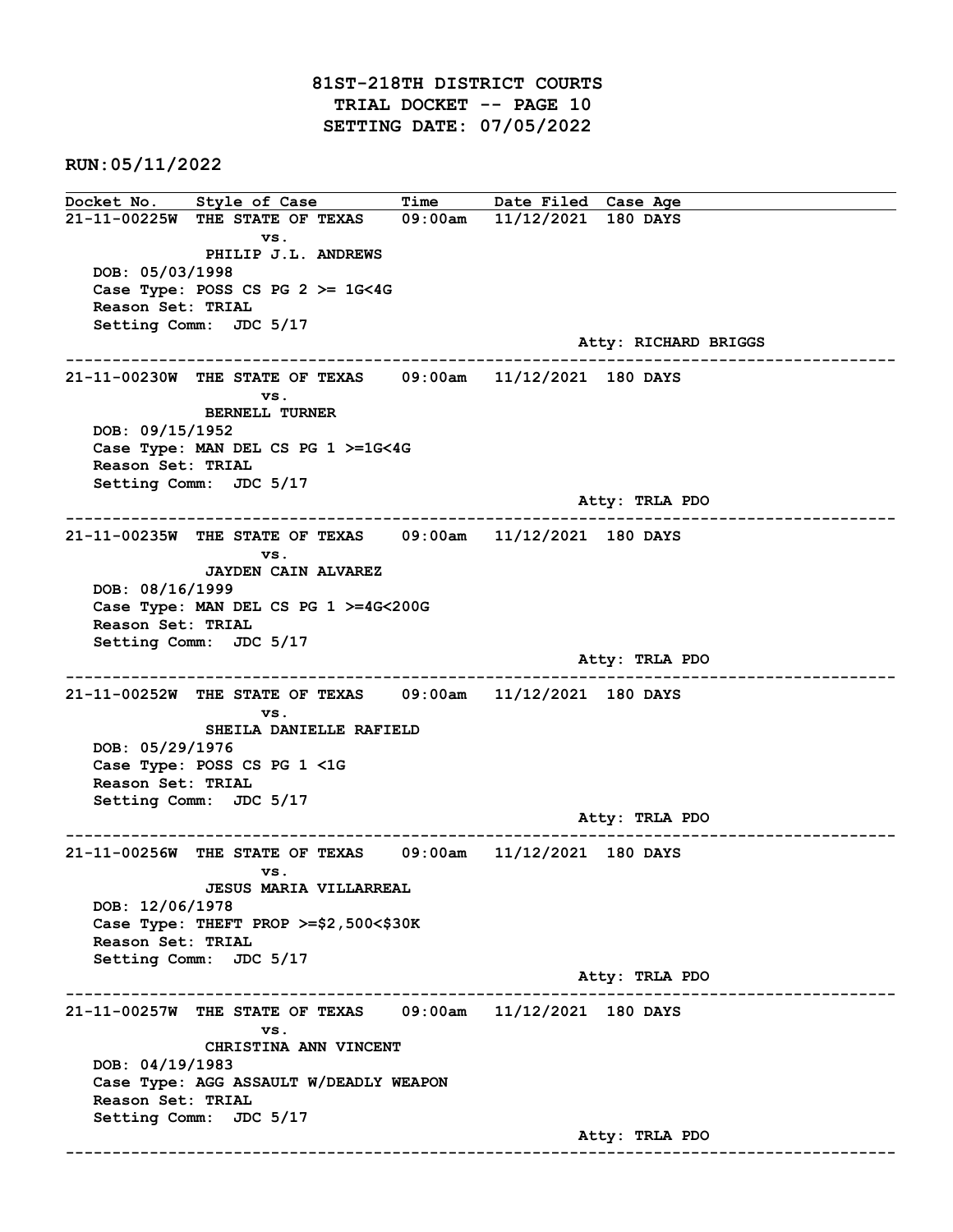# 81ST-218TH DISTRICT COURTS
## TRIAL DOCKET -- PAGE 10
## SETTING DATE: 07/05/2022

**RUN:05/11/2022**

| Docket No. | Style of Case | Time | Date Filed | Case Age |
|---|---|---|---|---|

**21-11-00225W** THE STATE OF TEXAS vs. PHILIP J.L. ANDREWS — 09:00am — 11/12/2021 — 180 DAYS
DOB: 05/03/1998
Case Type: POSS CS PG 2 >= 1G<4G
Reason Set: TRIAL
Setting Comm: JDC 5/17
Atty: RICHARD BRIGGS

---

**21-11-00230W** THE STATE OF TEXAS vs. BERNELL TURNER — 09:00am — 11/12/2021 — 180 DAYS
DOB: 09/15/1952
Case Type: MAN DEL CS PG 1 >=1G<4G
Reason Set: TRIAL
Setting Comm: JDC 5/17
Atty: TRLA PDO

---

**21-11-00235W** THE STATE OF TEXAS vs. JAYDEN CAIN ALVAREZ — 09:00am — 11/12/2021 — 180 DAYS
DOB: 08/16/1999
Case Type: MAN DEL CS PG 1 >=4G<200G
Reason Set: TRIAL
Setting Comm: JDC 5/17
Atty: TRLA PDO

---

**21-11-00252W** THE STATE OF TEXAS vs. SHEILA DANIELLE RAFIELD — 09:00am — 11/12/2021 — 180 DAYS
DOB: 05/29/1976
Case Type: POSS CS PG 1 <1G
Reason Set: TRIAL
Setting Comm: JDC 5/17
Atty: TRLA PDO

---

**21-11-00256W** THE STATE OF TEXAS vs. JESUS MARIA VILLARREAL — 09:00am — 11/12/2021 — 180 DAYS
DOB: 12/06/1978
Case Type: THEFT PROP >=$2,500<$30K
Reason Set: TRIAL
Setting Comm: JDC 5/17
Atty: TRLA PDO

---

**21-11-00257W** THE STATE OF TEXAS vs. CHRISTINA ANN VINCENT — 09:00am — 11/12/2021 — 180 DAYS
DOB: 04/19/1983
Case Type: AGG ASSAULT W/DEADLY WEAPON
Reason Set: TRIAL
Setting Comm: JDC 5/17
Atty: TRLA PDO

---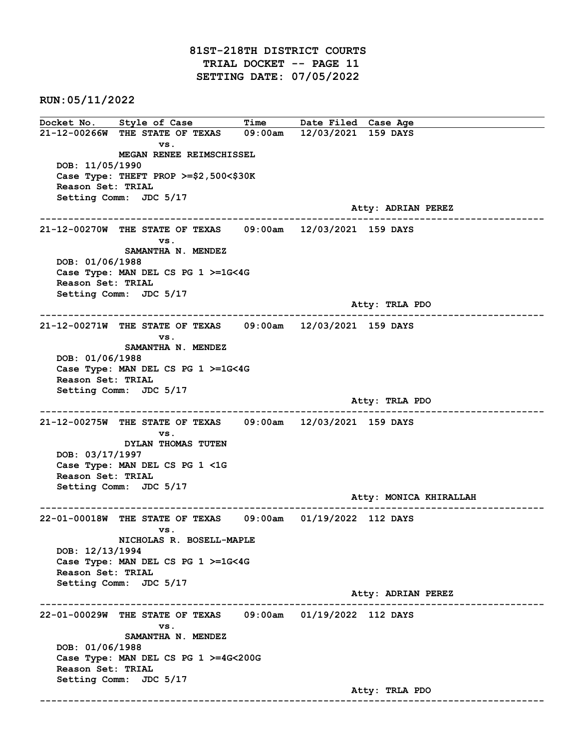# 81ST-218TH DISTRICT COURTS
## TRIAL DOCKET -- PAGE 11
## SETTING DATE: 07/05/2022

**RUN:05/11/2022**

| Docket No. | Style of Case | Time | Date Filed | Case Age |
|---|---|---|---|---|

**21-12-00266W** THE STATE OF TEXAS vs. MEGAN RENEE REIMSCHISSEL — 09:00am — 12/03/2021 — 159 DAYS
DOB: 11/05/1990
Case Type: THEFT PROP >=$2,500<$30K
Reason Set: TRIAL
Setting Comm: JDC 5/17
Atty: ADRIAN PEREZ

---

**21-12-00270W** THE STATE OF TEXAS vs. SAMANTHA N. MENDEZ — 09:00am — 12/03/2021 — 159 DAYS
DOB: 01/06/1988
Case Type: MAN DEL CS PG 1 >=1G<4G
Reason Set: TRIAL
Setting Comm: JDC 5/17
Atty: TRLA PDO

---

**21-12-00271W** THE STATE OF TEXAS vs. SAMANTHA N. MENDEZ — 09:00am — 12/03/2021 — 159 DAYS
DOB: 01/06/1988
Case Type: MAN DEL CS PG 1 >=1G<4G
Reason Set: TRIAL
Setting Comm: JDC 5/17
Atty: TRLA PDO

---

**21-12-00275W** THE STATE OF TEXAS vs. DYLAN THOMAS TUTEN — 09:00am — 12/03/2021 — 159 DAYS
DOB: 03/17/1997
Case Type: MAN DEL CS PG 1 <1G
Reason Set: TRIAL
Setting Comm: JDC 5/17
Atty: MONICA KHIRALLAH

---

**22-01-00018W** THE STATE OF TEXAS vs. NICHOLAS R. BOSELL-MAPLE — 09:00am — 01/19/2022 — 112 DAYS
DOB: 12/13/1994
Case Type: MAN DEL CS PG 1 >=1G<4G
Reason Set: TRIAL
Setting Comm: JDC 5/17
Atty: ADRIAN PEREZ

---

**22-01-00029W** THE STATE OF TEXAS vs. SAMANTHA N. MENDEZ — 09:00am — 01/19/2022 — 112 DAYS
DOB: 01/06/1988
Case Type: MAN DEL CS PG 1 >=4G<200G
Reason Set: TRIAL
Setting Comm: JDC 5/17
Atty: TRLA PDO

---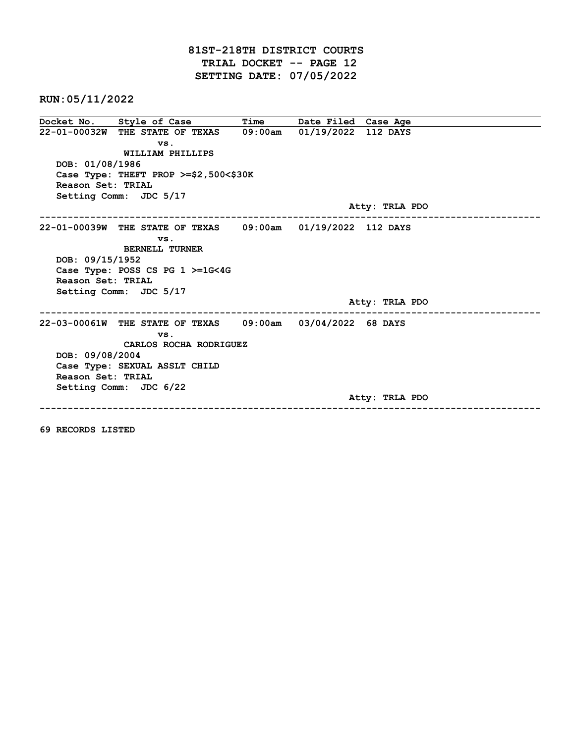# 81ST-218TH DISTRICT COURTS
## TRIAL DOCKET -- PAGE 12
## SETTING DATE: 07/05/2022

**RUN:05/11/2022**

| Docket No. | Style of Case | Time | Date Filed | Case Age |
|---|---|---|---|---|
| 22-01-00032W | THE STATE OF TEXAS vs. WILLIAM PHILLIPS | 09:00am | 01/19/2022 | 112 DAYS |

DOB: 01/08/1986
Case Type: THEFT PROP >=$2,500<$30K
Reason Set: TRIAL
Setting Comm: JDC 5/17
Atty: TRLA PDO

---

| Docket No. | Style of Case | Time | Date Filed | Case Age |
|---|---|---|---|---|
| 22-01-00039W | THE STATE OF TEXAS vs. BERNELL TURNER | 09:00am | 01/19/2022 | 112 DAYS |

DOB: 09/15/1952
Case Type: POSS CS PG 1 >=1G<4G
Reason Set: TRIAL
Setting Comm: JDC 5/17
Atty: TRLA PDO

---

| Docket No. | Style of Case | Time | Date Filed | Case Age |
|---|---|---|---|---|
| 22-03-00061W | THE STATE OF TEXAS vs. CARLOS ROCHA RODRIGUEZ | 09:00am | 03/04/2022 | 68 DAYS |

DOB: 09/08/2004
Case Type: SEXUAL ASSLT CHILD
Reason Set: TRIAL
Setting Comm: JDC 6/22
Atty: TRLA PDO

---

69 RECORDS LISTED